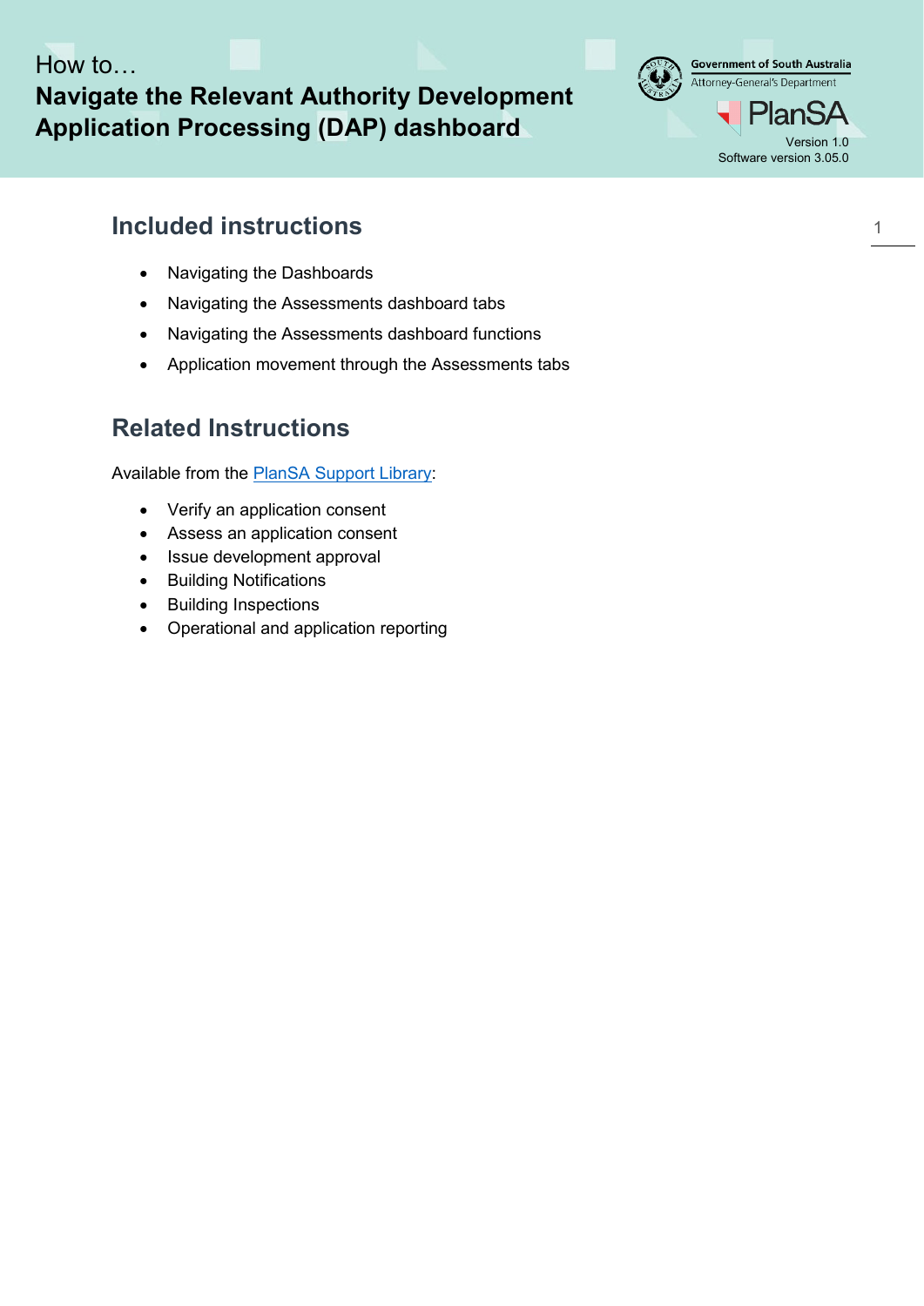How to…

# Navigate the Relevant Authority Development Application Processing (DAP) dashboard

Government of South Australia
Attorney-General's Department

PlanSA

Version 1.0
Software version 3.05.0

## Included instructions

- Navigating the Dashboards
- Navigating the Assessments dashboard tabs
- Navigating the Assessments dashboard functions
- Application movement through the Assessments tabs

## Related Instructions

Available from the [PlanSA Support Library](PlanSA Support Library):

- Verify an application consent
- Assess an application consent
- Issue development approval
- Building Notifications
- Building Inspections
- Operational and application reporting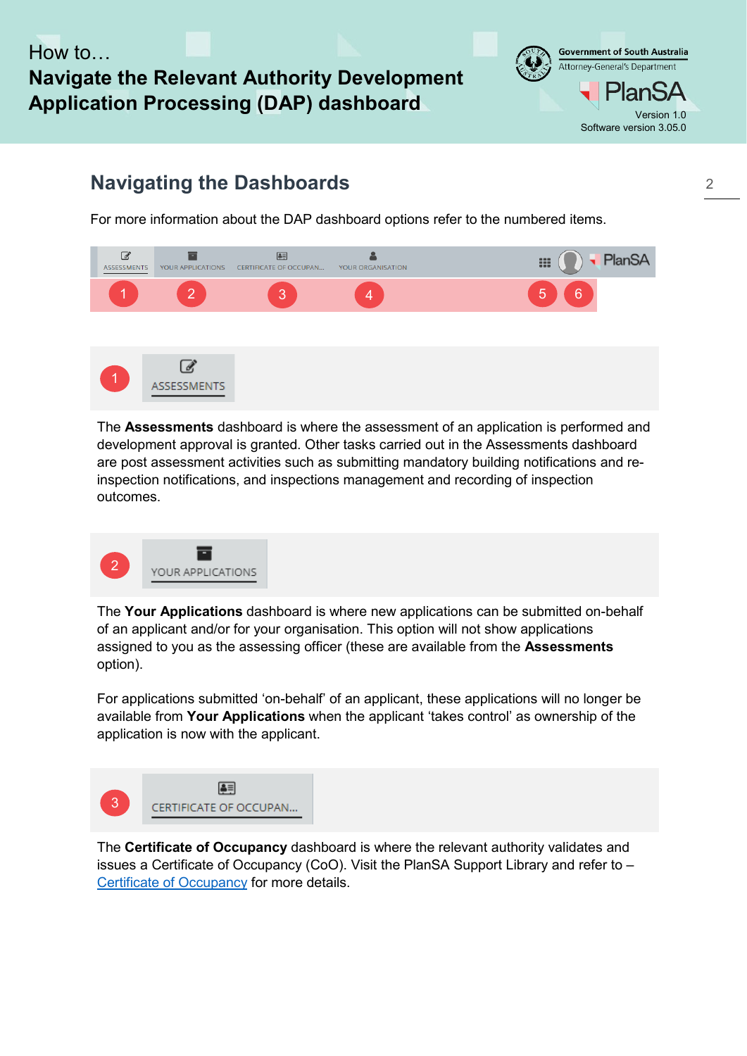## Navigating the Dashboards

For more information about the DAP dashboard options refer to the numbered items.

1 ASSESSMENTS

The **Assessments** dashboard is where the assessment of an application is performed and development approval is granted. Other tasks carried out in the Assessments dashboard are post assessment activities such as submitting mandatory building notifications and re-inspection notifications, and inspections management and recording of inspection outcomes.

2 YOUR APPLICATIONS

The **Your Applications** dashboard is where new applications can be submitted on-behalf of an applicant and/or for your organisation. This option will not show applications assigned to you as the assessing officer (these are available from the **Assessments** option).

For applications submitted 'on-behalf' of an applicant, these applications will no longer be available from **Your Applications** when the applicant 'takes control' as ownership of the application is now with the applicant.

3 CERTIFICATE OF OCCUPAN...

The **Certificate of Occupancy** dashboard is where the relevant authority validates and issues a Certificate of Occupancy (CoO). Visit the PlanSA Support Library and refer to – [Certificate of Occupancy] for more details.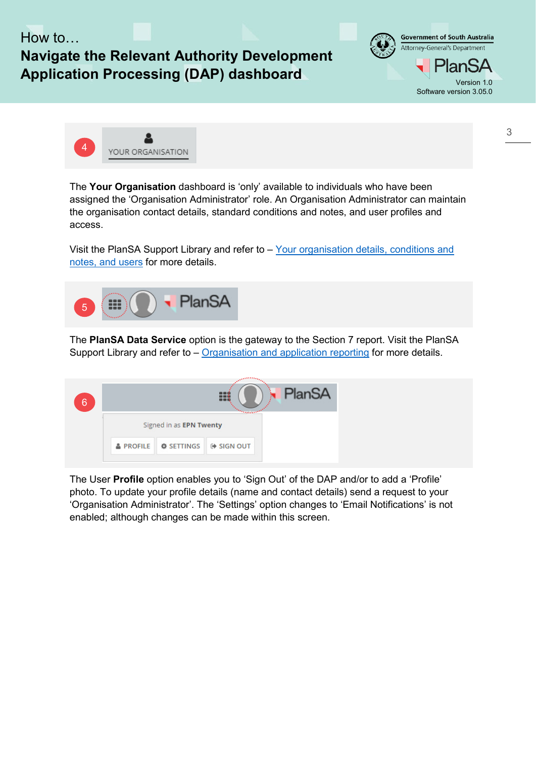4 YOUR ORGANISATION

The **Your Organisation** dashboard is 'only' available to individuals who have been assigned the 'Organisation Administrator' role. An Organisation Administrator can maintain the organisation contact details, standard conditions and notes, and user profiles and access.

Visit the PlanSA Support Library and refer to – [Your organisation details, conditions and notes, and users]() for more details.

5

The **PlanSA Data Service** option is the gateway to the Section 7 report. Visit the PlanSA Support Library and refer to – [Organisation and application reporting]() for more details.

6

Signed in as EPN Twenty

PROFILE SETTINGS SIGN OUT

The User **Profile** option enables you to 'Sign Out' of the DAP and/or to add a 'Profile' photo. To update your profile details (name and contact details) send a request to your 'Organisation Administrator'. The 'Settings' option changes to 'Email Notifications' is not enabled; although changes can be made within this screen.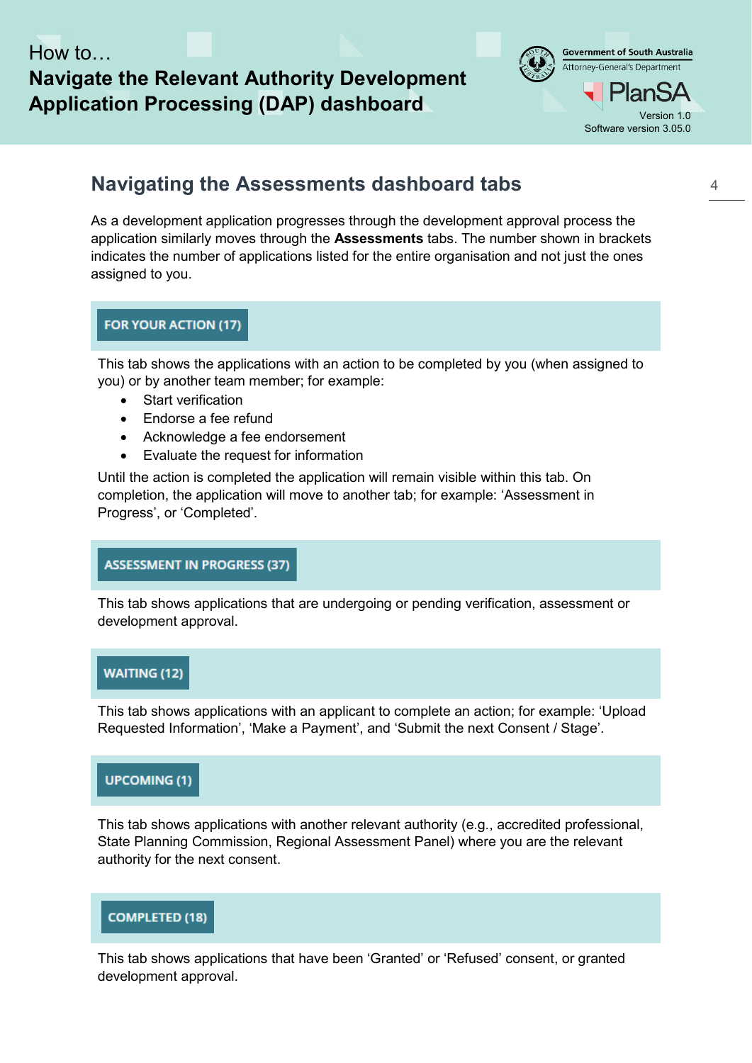## Navigating the Assessments dashboard tabs

As a development application progresses through the development approval process the application similarly moves through the **Assessments** tabs. The number shown in brackets indicates the number of applications listed for the entire organisation and not just the ones assigned to you.

### FOR YOUR ACTION (17)

This tab shows the applications with an action to be completed by you (when assigned to you) or by another team member; for example:

- Start verification
- Endorse a fee refund
- Acknowledge a fee endorsement
- Evaluate the request for information

Until the action is completed the application will remain visible within this tab. On completion, the application will move to another tab; for example: 'Assessment in Progress', or 'Completed'.

### ASSESSMENT IN PROGRESS (37)

This tab shows applications that are undergoing or pending verification, assessment or development approval.

### WAITING (12)

This tab shows applications with an applicant to complete an action; for example: 'Upload Requested Information', 'Make a Payment', and 'Submit the next Consent / Stage'.

### UPCOMING (1)

This tab shows applications with another relevant authority (e.g., accredited professional, State Planning Commission, Regional Assessment Panel) where you are the relevant authority for the next consent.

### COMPLETED (18)

This tab shows applications that have been 'Granted' or 'Refused' consent, or granted development approval.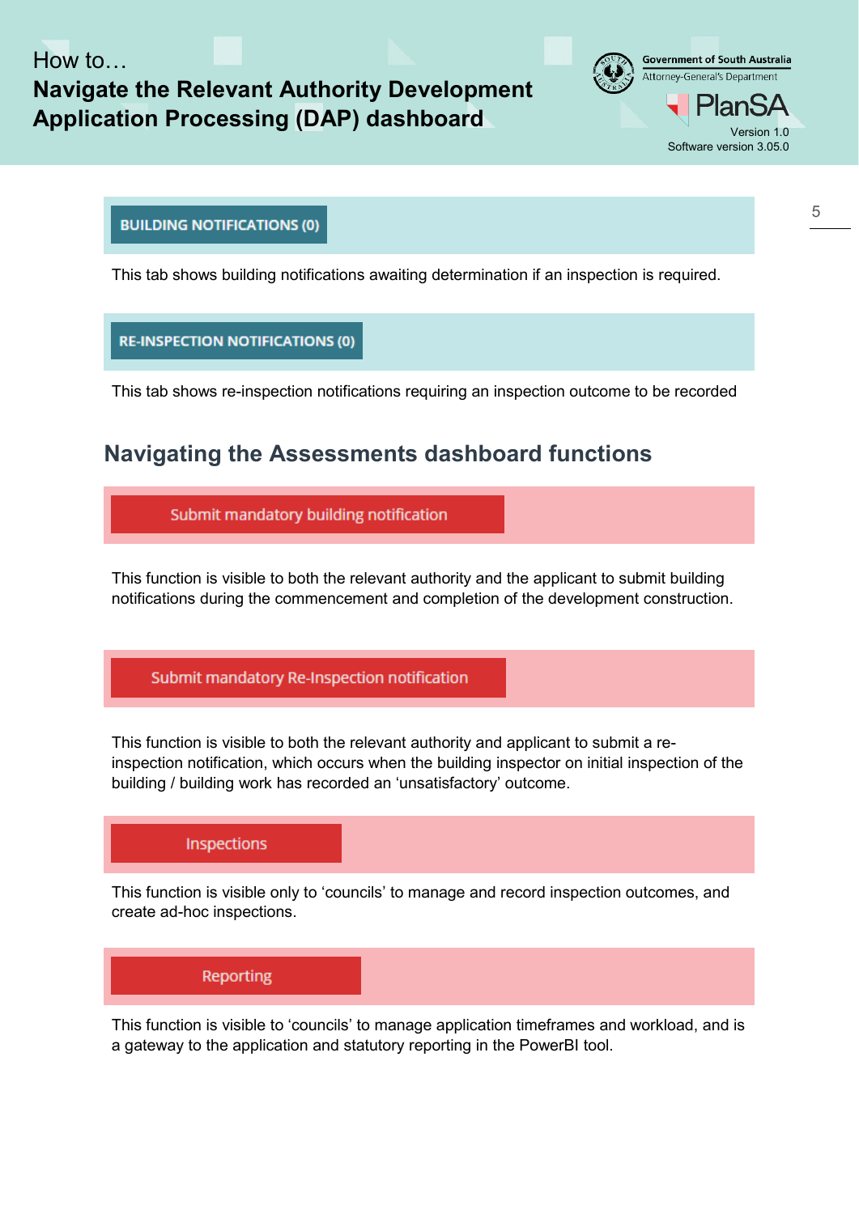**BUILDING NOTIFICATIONS (0)**

This tab shows building notifications awaiting determination if an inspection is required.

**RE-INSPECTION NOTIFICATIONS (0)**

This tab shows re-inspection notifications requiring an inspection outcome to be recorded

## Navigating the Assessments dashboard functions

**Submit mandatory building notification**

This function is visible to both the relevant authority and the applicant to submit building notifications during the commencement and completion of the development construction.

**Submit mandatory Re-Inspection notification**

This function is visible to both the relevant authority and applicant to submit a re-inspection notification, which occurs when the building inspector on initial inspection of the building / building work has recorded an 'unsatisfactory' outcome.

**Inspections**

This function is visible only to 'councils' to manage and record inspection outcomes, and create ad-hoc inspections.

**Reporting**

This function is visible to 'councils' to manage application timeframes and workload, and is a gateway to the application and statutory reporting in the PowerBI tool.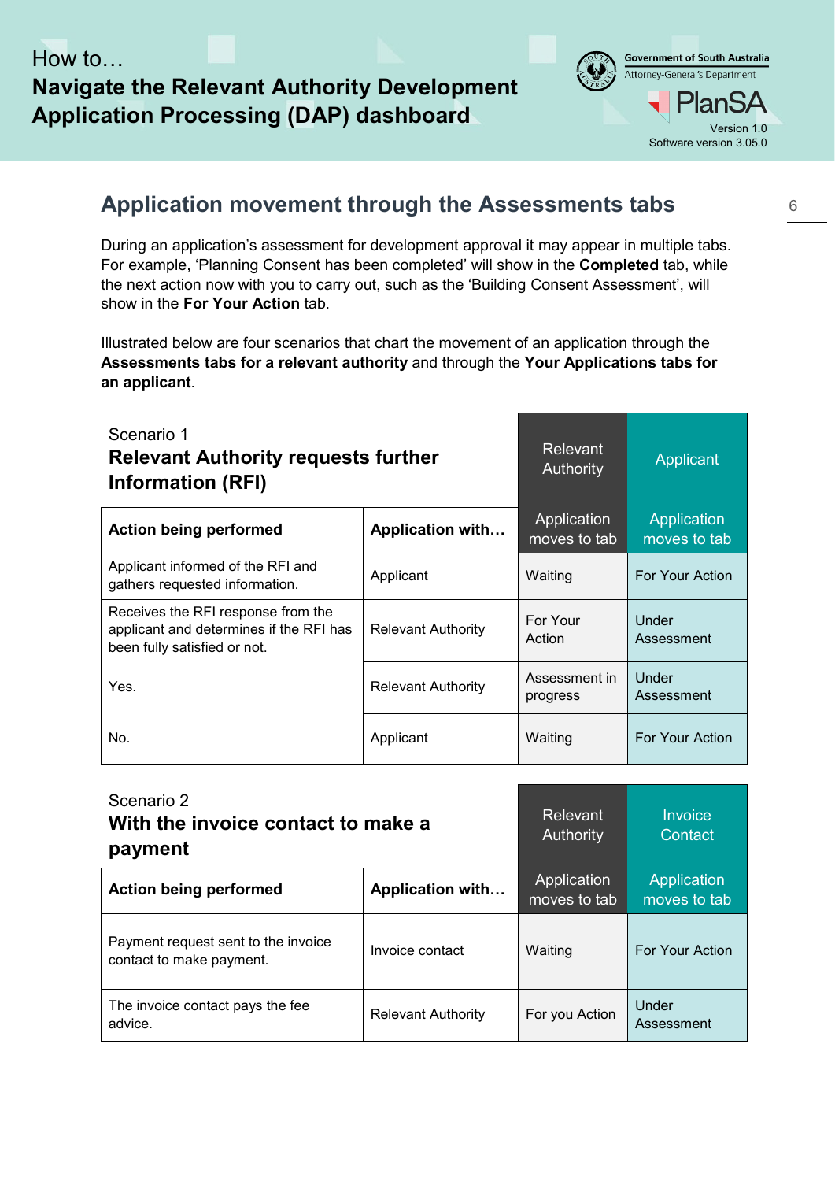## Application movement through the Assessments tabs

During an application's assessment for development approval it may appear in multiple tabs. For example, 'Planning Consent has been completed' will show in the **Completed** tab, while the next action now with you to carry out, such as the 'Building Consent Assessment', will show in the **For Your Action** tab.

Illustrated below are four scenarios that chart the movement of an application through the **Assessments tabs for a relevant authority** and through the **Your Applications tabs for an applicant**.

Scenario 1
**Relevant Authority requests further Information (RFI)**

| | | Relevant Authority | Applicant |
|---|---|---|---|
| **Action being performed** | **Application with…** | Application moves to tab | Application moves to tab |
| Applicant informed of the RFI and gathers requested information. | Applicant | Waiting | For Your Action |
| Receives the RFI response from the applicant and determines if the RFI has been fully satisfied or not. | Relevant Authority | For Your Action | Under Assessment |
| Yes. | Relevant Authority | Assessment in progress | Under Assessment |
| No. | Applicant | Waiting | For Your Action |

Scenario 2
**With the invoice contact to make a payment**

| | | Relevant Authority | Invoice Contact |
|---|---|---|---|
| **Action being performed** | **Application with…** | Application moves to tab | Application moves to tab |
| Payment request sent to the invoice contact to make payment. | Invoice contact | Waiting | For Your Action |
| The invoice contact pays the fee advice. | Relevant Authority | For you Action | Under Assessment |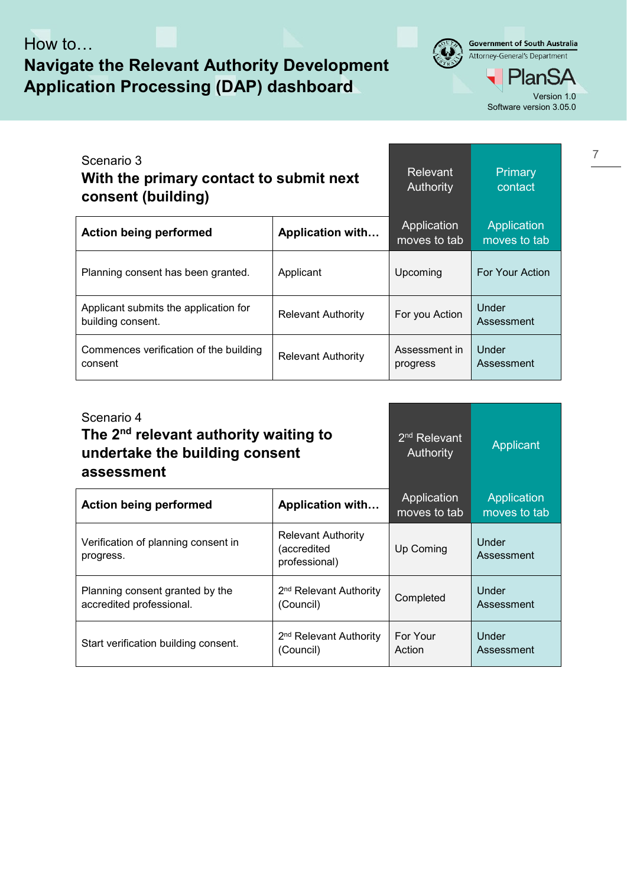## Scenario 3

**With the primary contact to submit next consent (building)**

| Action being performed | Application with… | Relevant Authority | Primary contact |
| --- | --- | --- | --- |
| | | Application moves to tab | Application moves to tab |
| Planning consent has been granted. | Applicant | Upcoming | For Your Action |
| Applicant submits the application for building consent. | Relevant Authority | For you Action | Under Assessment |
| Commences verification of the building consent | Relevant Authority | Assessment in progress | Under Assessment |

## Scenario 4

**The 2nd relevant authority waiting to undertake the building consent assessment**

| Action being performed | Application with… | 2nd Relevant Authority | Applicant |
| --- | --- | --- | --- |
| | | Application moves to tab | Application moves to tab |
| Verification of planning consent in progress. | Relevant Authority (accredited professional) | Up Coming | Under Assessment |
| Planning consent granted by the accredited professional. | 2nd Relevant Authority (Council) | Completed | Under Assessment |
| Start verification building consent. | 2nd Relevant Authority (Council) | For Your Action | Under Assessment |